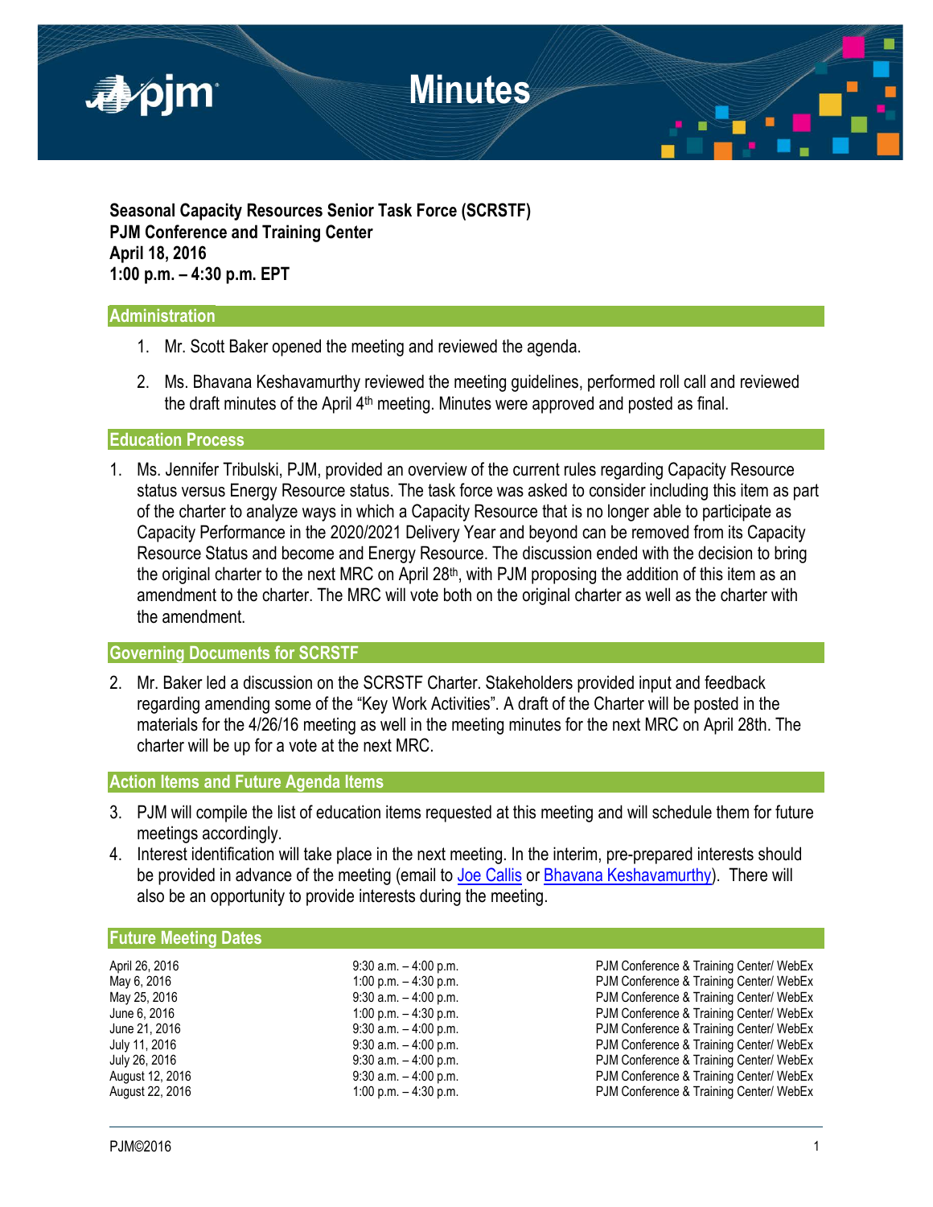# Minutes

**Seasonal Capacity Resources Senior Task Force (SCRSTF)**
**PJM Conference and Training Center**
**April 18, 2016**
**1:00 p.m. – 4:30 p.m. EPT**

## Administration

1. Mr. Scott Baker opened the meeting and reviewed the agenda.
2. Ms. Bhavana Keshavamurthy reviewed the meeting guidelines, performed roll call and reviewed the draft minutes of the April 4th meeting. Minutes were approved and posted as final.

## Education Process

1. Ms. Jennifer Tribulski, PJM, provided an overview of the current rules regarding Capacity Resource status versus Energy Resource status. The task force was asked to consider including this item as part of the charter to analyze ways in which a Capacity Resource that is no longer able to participate as Capacity Performance in the 2020/2021 Delivery Year and beyond can be removed from its Capacity Resource Status and become and Energy Resource. The discussion ended with the decision to bring the original charter to the next MRC on April 28th, with PJM proposing the addition of this item as an amendment to the charter. The MRC will vote both on the original charter as well as the charter with the amendment.

## Governing Documents for SCRSTF

2. Mr. Baker led a discussion on the SCRSTF Charter. Stakeholders provided input and feedback regarding amending some of the "Key Work Activities". A draft of the Charter will be posted in the materials for the 4/26/16 meeting as well in the meeting minutes for the next MRC on April 28th. The charter will be up for a vote at the next MRC.

## Action Items and Future Agenda Items

3. PJM will compile the list of education items requested at this meeting and will schedule them for future meetings accordingly.
4. Interest identification will take place in the next meeting. In the interim, pre-prepared interests should be provided in advance of the meeting (email to Joe Callis or Bhavana Keshavamurthy). There will also be an opportunity to provide interests during the meeting.

## Future Meeting Dates

| | | |
|---|---|---|
| April 26, 2016 | 9:30 a.m. – 4:00 p.m. | PJM Conference & Training Center/ WebEx |
| May 6, 2016 | 1:00 p.m. – 4:30 p.m. | PJM Conference & Training Center/ WebEx |
| May 25, 2016 | 9:30 a.m. – 4:00 p.m. | PJM Conference & Training Center/ WebEx |
| June 6, 2016 | 1:00 p.m. – 4:30 p.m. | PJM Conference & Training Center/ WebEx |
| June 21, 2016 | 9:30 a.m. – 4:00 p.m. | PJM Conference & Training Center/ WebEx |
| July 11, 2016 | 9:30 a.m. – 4:00 p.m. | PJM Conference & Training Center/ WebEx |
| July 26, 2016 | 9:30 a.m. – 4:00 p.m. | PJM Conference & Training Center/ WebEx |
| August 12, 2016 | 9:30 a.m. – 4:00 p.m. | PJM Conference & Training Center/ WebEx |
| August 22, 2016 | 1:00 p.m. – 4:30 p.m. | PJM Conference & Training Center/ WebEx |

PJM©2016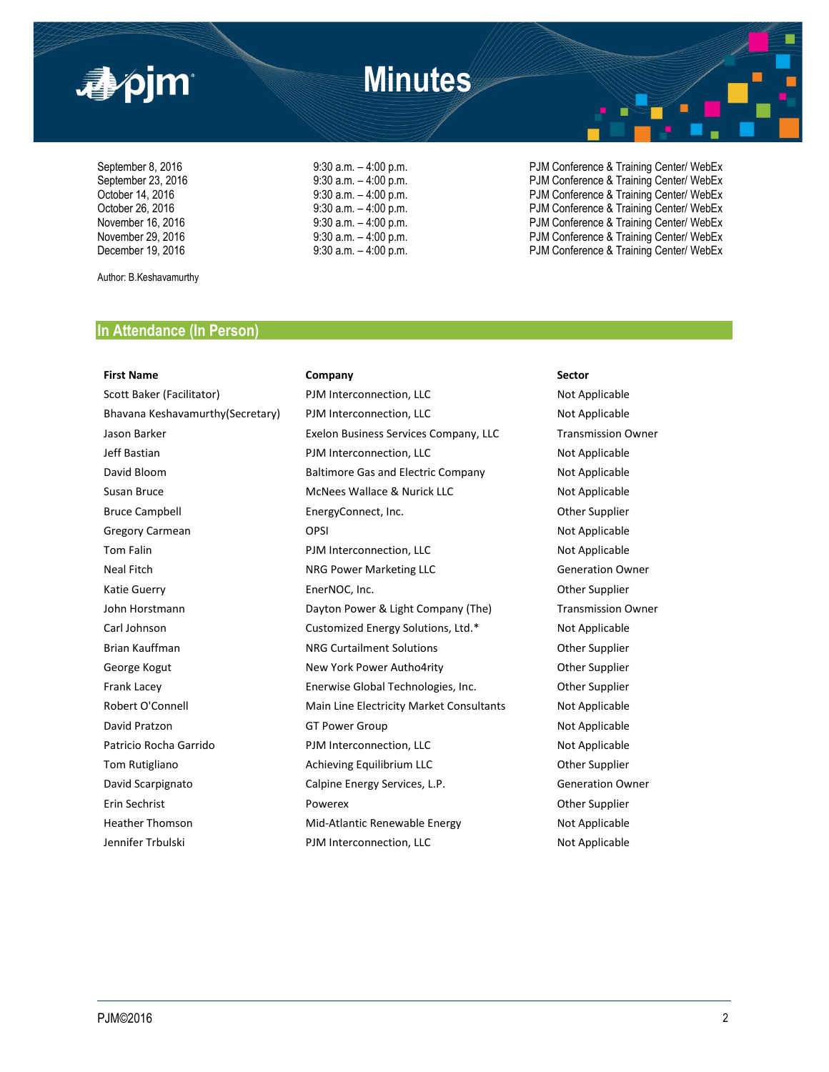# Minutes

| | | |
|---|---|---|
| September 8, 2016 | 9:30 a.m. – 4:00 p.m. | PJM Conference & Training Center/ WebEx |
| September 23, 2016 | 9:30 a.m. – 4:00 p.m. | PJM Conference & Training Center/ WebEx |
| October 14, 2016 | 9:30 a.m. – 4:00 p.m. | PJM Conference & Training Center/ WebEx |
| October 26, 2016 | 9:30 a.m. – 4:00 p.m. | PJM Conference & Training Center/ WebEx |
| November 16, 2016 | 9:30 a.m. – 4:00 p.m. | PJM Conference & Training Center/ WebEx |
| November 29, 2016 | 9:30 a.m. – 4:00 p.m. | PJM Conference & Training Center/ WebEx |
| December 19, 2016 | 9:30 a.m. – 4:00 p.m. | PJM Conference & Training Center/ WebEx |

Author: B.Keshavamurthy

## In Attendance (In Person)

| First Name | Company | Sector |
|---|---|---|
| Scott Baker (Facilitator) | PJM Interconnection, LLC | Not Applicable |
| Bhavana Keshavamurthy(Secretary) | PJM Interconnection, LLC | Not Applicable |
| Jason Barker | Exelon Business Services Company, LLC | Transmission Owner |
| Jeff Bastian | PJM Interconnection, LLC | Not Applicable |
| David Bloom | Baltimore Gas and Electric Company | Not Applicable |
| Susan Bruce | McNees Wallace & Nurick LLC | Not Applicable |
| Bruce Campbell | EnergyConnect, Inc. | Other Supplier |
| Gregory Carmean | OPSI | Not Applicable |
| Tom Falin | PJM Interconnection, LLC | Not Applicable |
| Neal Fitch | NRG Power Marketing LLC | Generation Owner |
| Katie Guerry | EnerNOC, Inc. | Other Supplier |
| John Horstmann | Dayton Power & Light Company (The) | Transmission Owner |
| Carl Johnson | Customized Energy Solutions, Ltd.* | Not Applicable |
| Brian Kauffman | NRG Curtailment Solutions | Other Supplier |
| George Kogut | New York Power Autho4rity | Other Supplier |
| Frank Lacey | Enerwise Global Technologies, Inc. | Other Supplier |
| Robert O'Connell | Main Line Electricity Market Consultants | Not Applicable |
| David Pratzon | GT Power Group | Not Applicable |
| Patricio Rocha Garrido | PJM Interconnection, LLC | Not Applicable |
| Tom Rutigliano | Achieving Equilibrium LLC | Other Supplier |
| David Scarpignato | Calpine Energy Services, L.P. | Generation Owner |
| Erin Sechrist | Powerex | Other Supplier |
| Heather Thomson | Mid-Atlantic Renewable Energy | Not Applicable |
| Jennifer Trbulski | PJM Interconnection, LLC | Not Applicable |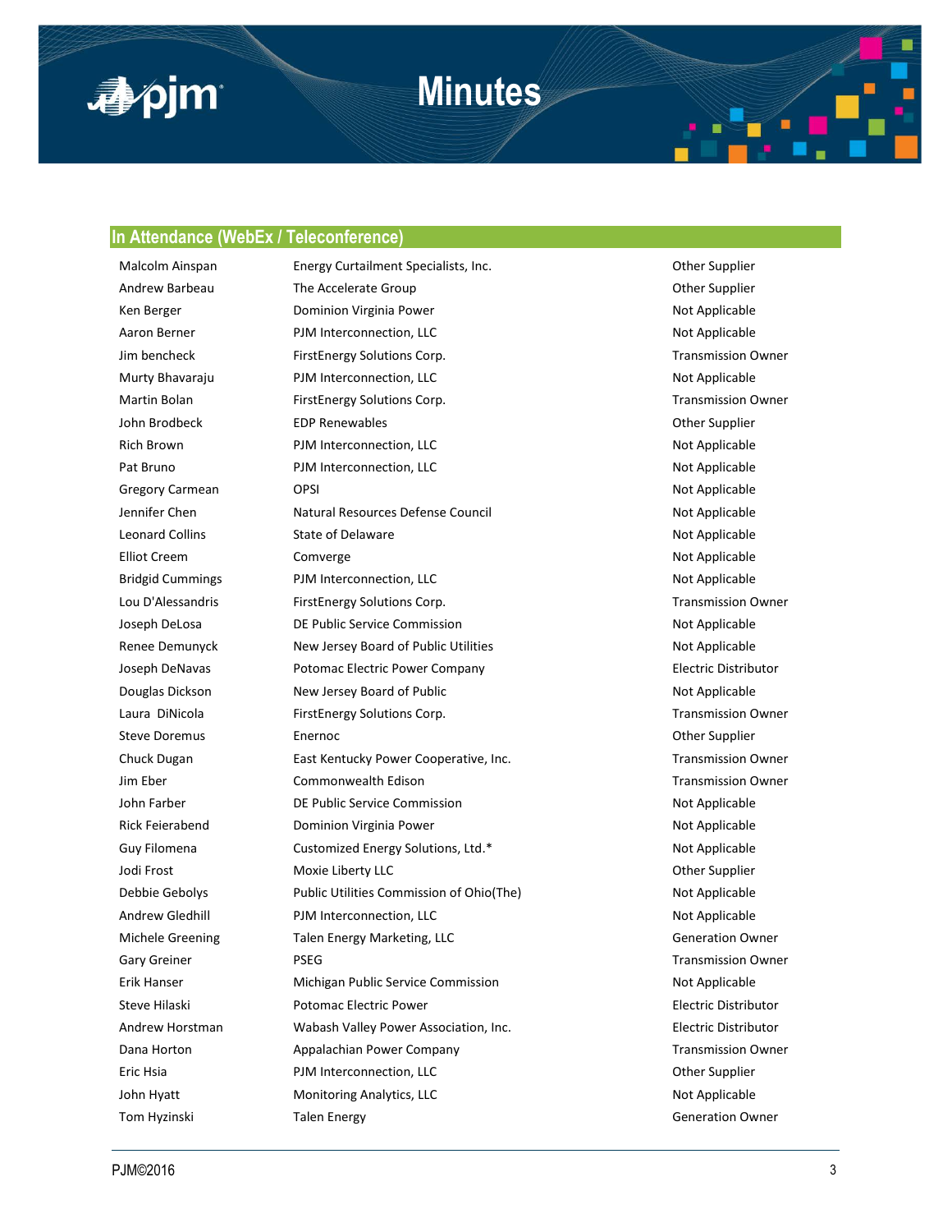## In Attendance (WebEx / Teleconference)

| | | |
|---|---|---|
| Malcolm Ainspan | Energy Curtailment Specialists, Inc. | Other Supplier |
| Andrew Barbeau | The Accelerate Group | Other Supplier |
| Ken Berger | Dominion Virginia Power | Not Applicable |
| Aaron Berner | PJM Interconnection, LLC | Not Applicable |
| Jim bencheck | FirstEnergy Solutions Corp. | Transmission Owner |
| Murty Bhavaraju | PJM Interconnection, LLC | Not Applicable |
| Martin Bolan | FirstEnergy Solutions Corp. | Transmission Owner |
| John Brodbeck | EDP Renewables | Other Supplier |
| Rich Brown | PJM Interconnection, LLC | Not Applicable |
| Pat Bruno | PJM Interconnection, LLC | Not Applicable |
| Gregory Carmean | OPSI | Not Applicable |
| Jennifer Chen | Natural Resources Defense Council | Not Applicable |
| Leonard Collins | State of Delaware | Not Applicable |
| Elliot Creem | Comverge | Not Applicable |
| Bridgid Cummings | PJM Interconnection, LLC | Not Applicable |
| Lou D'Alessandris | FirstEnergy Solutions Corp. | Transmission Owner |
| Joseph DeLosa | DE Public Service Commission | Not Applicable |
| Renee Demunyck | New Jersey Board of Public Utilities | Not Applicable |
| Joseph DeNavas | Potomac Electric Power Company | Electric Distributor |
| Douglas Dickson | New Jersey Board of Public | Not Applicable |
| Laura DiNicola | FirstEnergy Solutions Corp. | Transmission Owner |
| Steve Doremus | Enernoc | Other Supplier |
| Chuck Dugan | East Kentucky Power Cooperative, Inc. | Transmission Owner |
| Jim Eber | Commonwealth Edison | Transmission Owner |
| John Farber | DE Public Service Commission | Not Applicable |
| Rick Feierabend | Dominion Virginia Power | Not Applicable |
| Guy Filomena | Customized Energy Solutions, Ltd.* | Not Applicable |
| Jodi Frost | Moxie Liberty LLC | Other Supplier |
| Debbie Gebolys | Public Utilities Commission of Ohio(The) | Not Applicable |
| Andrew Gledhill | PJM Interconnection, LLC | Not Applicable |
| Michele Greening | Talen Energy Marketing, LLC | Generation Owner |
| Gary Greiner | PSEG | Transmission Owner |
| Erik Hanser | Michigan Public Service Commission | Not Applicable |
| Steve Hilaski | Potomac Electric Power | Electric Distributor |
| Andrew Horstman | Wabash Valley Power Association, Inc. | Electric Distributor |
| Dana Horton | Appalachian Power Company | Transmission Owner |
| Eric Hsia | PJM Interconnection, LLC | Other Supplier |
| John Hyatt | Monitoring Analytics, LLC | Not Applicable |
| Tom Hyzinski | Talen Energy | Generation Owner |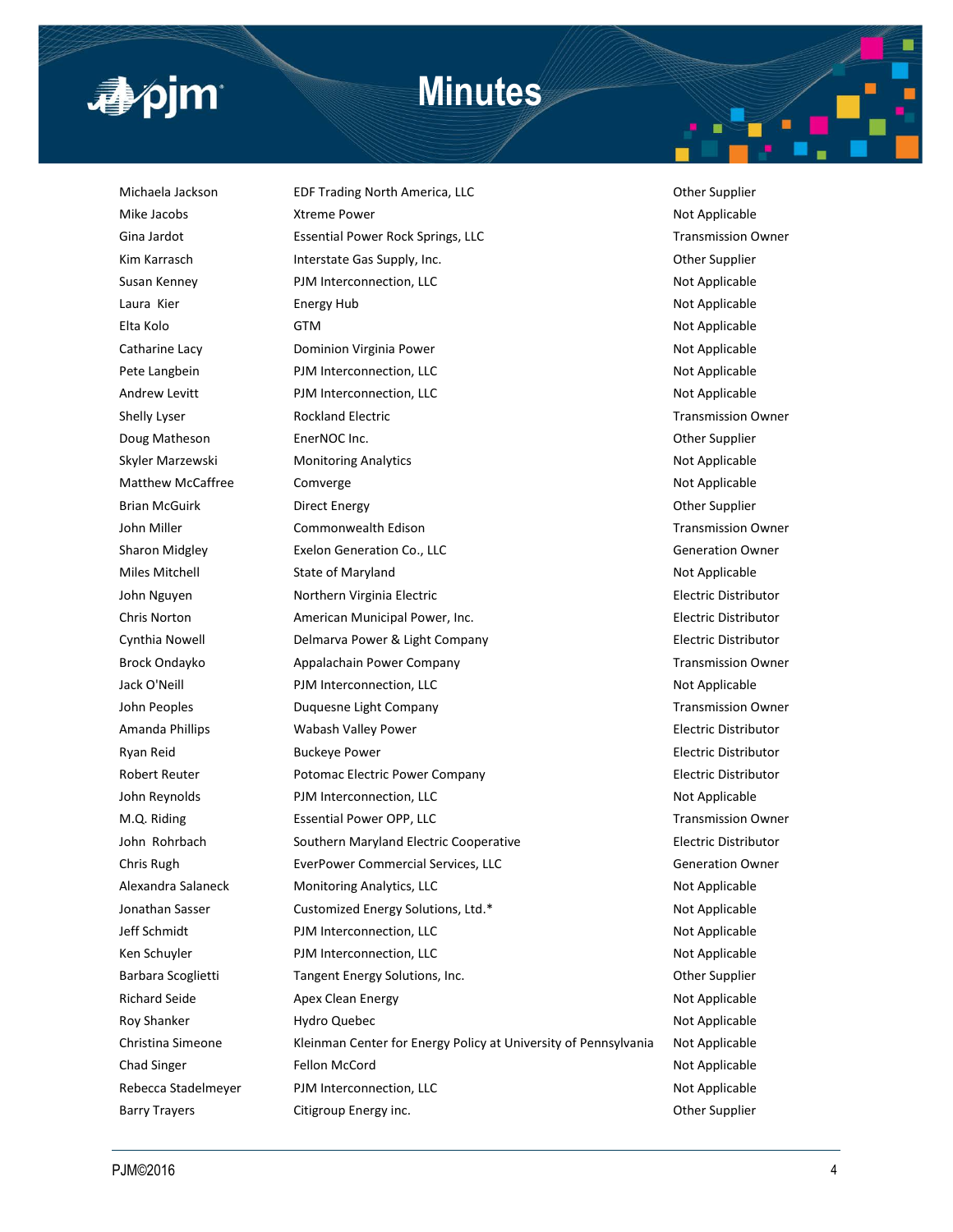| | | |
|---|---|---|
| Michaela Jackson | EDF Trading North America, LLC | Other Supplier |
| Mike Jacobs | Xtreme Power | Not Applicable |
| Gina Jardot | Essential Power Rock Springs, LLC | Transmission Owner |
| Kim Karrasch | Interstate Gas Supply, Inc. | Other Supplier |
| Susan Kenney | PJM Interconnection, LLC | Not Applicable |
| Laura Kier | Energy Hub | Not Applicable |
| Elta Kolo | GTM | Not Applicable |
| Catharine Lacy | Dominion Virginia Power | Not Applicable |
| Pete Langbein | PJM Interconnection, LLC | Not Applicable |
| Andrew Levitt | PJM Interconnection, LLC | Not Applicable |
| Shelly Lyser | Rockland Electric | Transmission Owner |
| Doug Matheson | EnerNOC Inc. | Other Supplier |
| Skyler Marzewski | Monitoring Analytics | Not Applicable |
| Matthew McCaffree | Comverge | Not Applicable |
| Brian McGuirk | Direct Energy | Other Supplier |
| John Miller | Commonwealth Edison | Transmission Owner |
| Sharon Midgley | Exelon Generation Co., LLC | Generation Owner |
| Miles Mitchell | State of Maryland | Not Applicable |
| John Nguyen | Northern Virginia Electric | Electric Distributor |
| Chris Norton | American Municipal Power, Inc. | Electric Distributor |
| Cynthia Nowell | Delmarva Power & Light Company | Electric Distributor |
| Brock Ondayko | Appalachain Power Company | Transmission Owner |
| Jack O'Neill | PJM Interconnection, LLC | Not Applicable |
| John Peoples | Duquesne Light Company | Transmission Owner |
| Amanda Phillips | Wabash Valley Power | Electric Distributor |
| Ryan Reid | Buckeye Power | Electric Distributor |
| Robert Reuter | Potomac Electric Power Company | Electric Distributor |
| John Reynolds | PJM Interconnection, LLC | Not Applicable |
| M.Q. Riding | Essential Power OPP, LLC | Transmission Owner |
| John Rohrbach | Southern Maryland Electric Cooperative | Electric Distributor |
| Chris Rugh | EverPower Commercial Services, LLC | Generation Owner |
| Alexandra Salaneck | Monitoring Analytics, LLC | Not Applicable |
| Jonathan Sasser | Customized Energy Solutions, Ltd.* | Not Applicable |
| Jeff Schmidt | PJM Interconnection, LLC | Not Applicable |
| Ken Schuyler | PJM Interconnection, LLC | Not Applicable |
| Barbara Scoglietti | Tangent Energy Solutions, Inc. | Other Supplier |
| Richard Seide | Apex Clean Energy | Not Applicable |
| Roy Shanker | Hydro Quebec | Not Applicable |
| Christina Simeone | Kleinman Center for Energy Policy at University of Pennsylvania | Not Applicable |
| Chad Singer | Fellon McCord | Not Applicable |
| Rebecca Stadelmeyer | PJM Interconnection, LLC | Not Applicable |
| Barry Trayers | Citigroup Energy inc. | Other Supplier |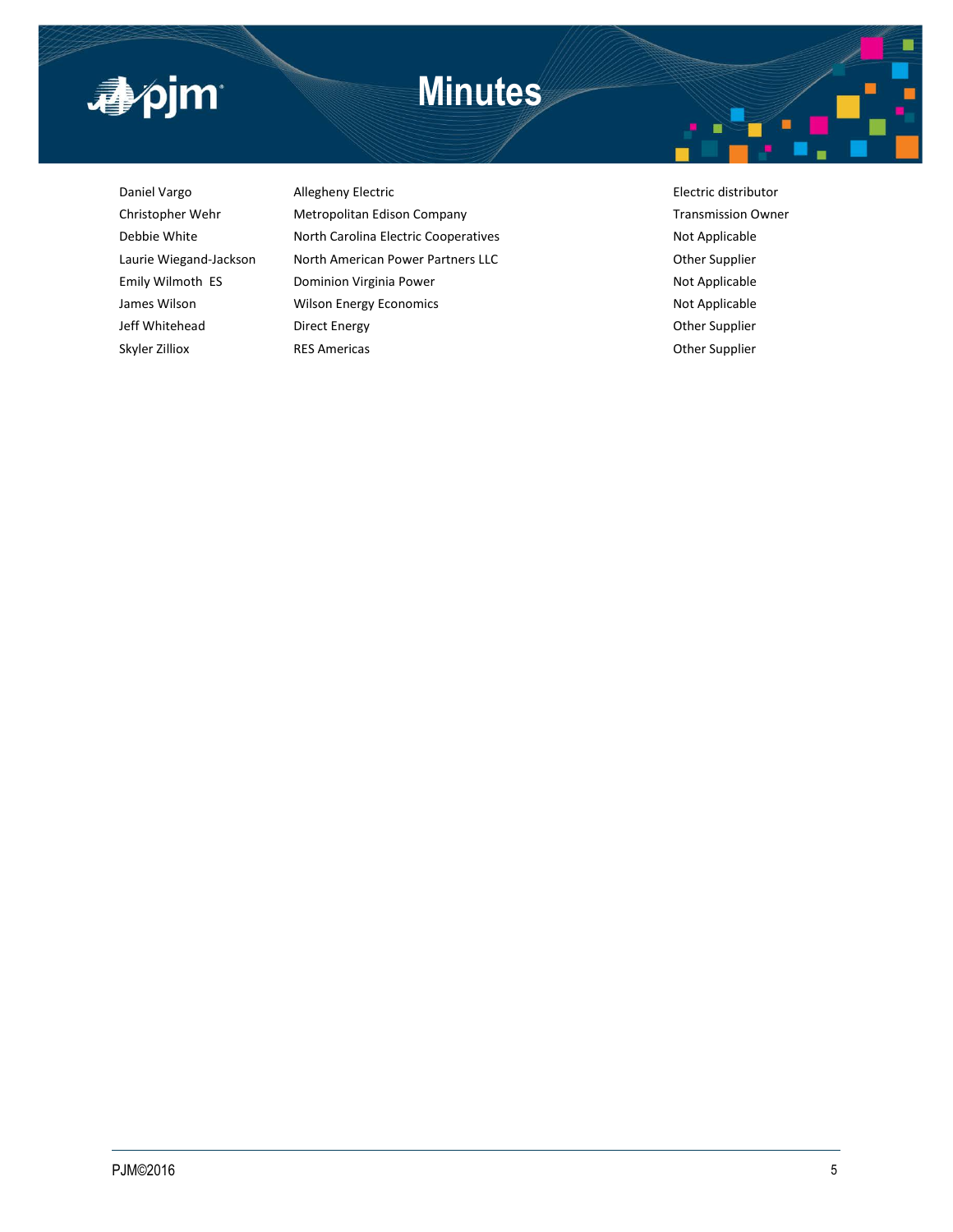| | | |
|---|---|---|
| Daniel Vargo | Allegheny Electric | Electric distributor |
| Christopher Wehr | Metropolitan Edison Company | Transmission Owner |
| Debbie White | North Carolina Electric Cooperatives | Not Applicable |
| Laurie Wiegand-Jackson | North American Power Partners LLC | Other Supplier |
| Emily Wilmoth ES | Dominion Virginia Power | Not Applicable |
| James Wilson | Wilson Energy Economics | Not Applicable |
| Jeff Whitehead | Direct Energy | Other Supplier |
| Skyler Zilliox | RES Americas | Other Supplier |